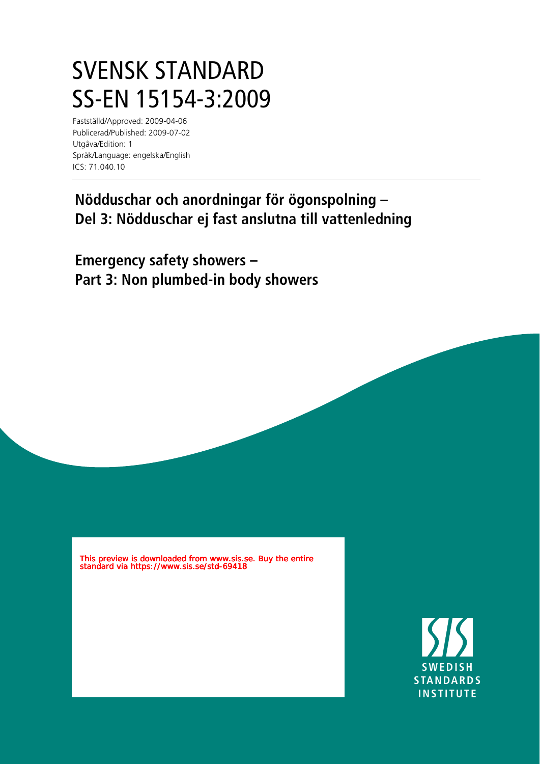# SVENSK STANDARD
# SS-EN 15154-3:2009

Fastställd/Approved: 2009-04-06
Publicerad/Published: 2009-07-02
Utgåva/Edition: 1
Språk/Language: engelska/English
ICS: 71.040.10

## Nödduschar och anordningar för ögonspolning – Del 3: Nödduschar ej fast anslutna till vattenledning

## Emergency safety showers – Part 3: Non plumbed-in body showers

This preview is downloaded from www.sis.se. Buy the entire standard via https://www.sis.se/std-69418

SWEDISH STANDARDS INSTITUTE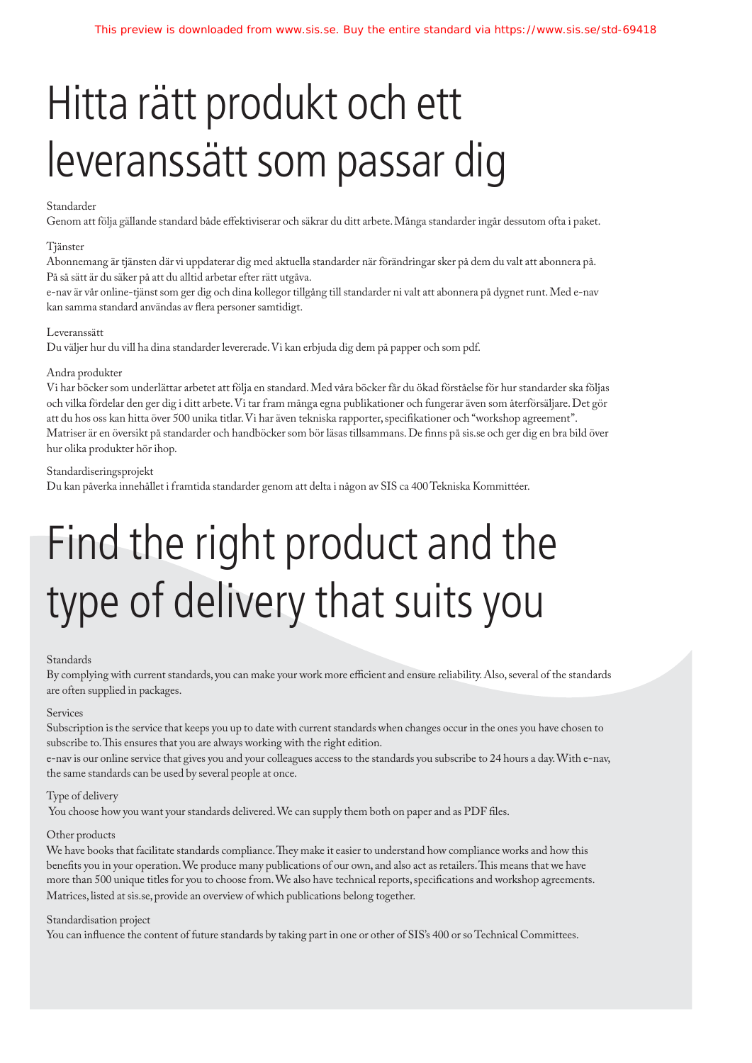# Hitta rätt produkt och ett leveranssätt som passar dig

Standarder

Genom att följa gällande standard både effektiviserar och säkrar du ditt arbete. Många standarder ingår dessutom ofta i paket.

Tjänster

Abonnemang är tjänsten där vi uppdaterar dig med aktuella standarder när förändringar sker på dem du valt att abonnera på. På så sätt är du säker på att du alltid arbetar efter rätt utgåva.

e-nav är vår online-tjänst som ger dig och dina kollegor tillgång till standarder ni valt att abonnera på dygnet runt. Med e-nav kan samma standard användas av flera personer samtidigt.

Leveranssätt

Du väljer hur du vill ha dina standarder levererade. Vi kan erbjuda dig dem på papper och som pdf.

Andra produkter

Vi har böcker som underlättar arbetet att följa en standard. Med våra böcker får du ökad förståelse för hur standarder ska följas och vilka fördelar den ger dig i ditt arbete. Vi tar fram många egna publikationer och fungerar även som återförsäljare. Det gör att du hos oss kan hitta över 500 unika titlar. Vi har även tekniska rapporter, specifikationer och "workshop agreement". Matriser är en översikt på standarder och handböcker som bör läsas tillsammans. De finns på sis.se och ger dig en bra bild över hur olika produkter hör ihop.

Standardiseringsprojekt

Du kan påverka innehållet i framtida standarder genom att delta i någon av SIS ca 400 Tekniska Kommittéer.

# Find the right product and the type of delivery that suits you

Standards

By complying with current standards, you can make your work more efficient and ensure reliability. Also, several of the standards are often supplied in packages.

Services

Subscription is the service that keeps you up to date with current standards when changes occur in the ones you have chosen to subscribe to. This ensures that you are always working with the right edition.

e-nav is our online service that gives you and your colleagues access to the standards you subscribe to 24 hours a day. With e-nav, the same standards can be used by several people at once.

Type of delivery

You choose how you want your standards delivered. We can supply them both on paper and as PDF files.

Other products

We have books that facilitate standards compliance. They make it easier to understand how compliance works and how this benefits you in your operation. We produce many publications of our own, and also act as retailers. This means that we have more than 500 unique titles for you to choose from. We also have technical reports, specifications and workshop agreements. Matrices, listed at sis.se, provide an overview of which publications belong together.

Standardisation project

You can influence the content of future standards by taking part in one or other of SIS's 400 or so Technical Committees.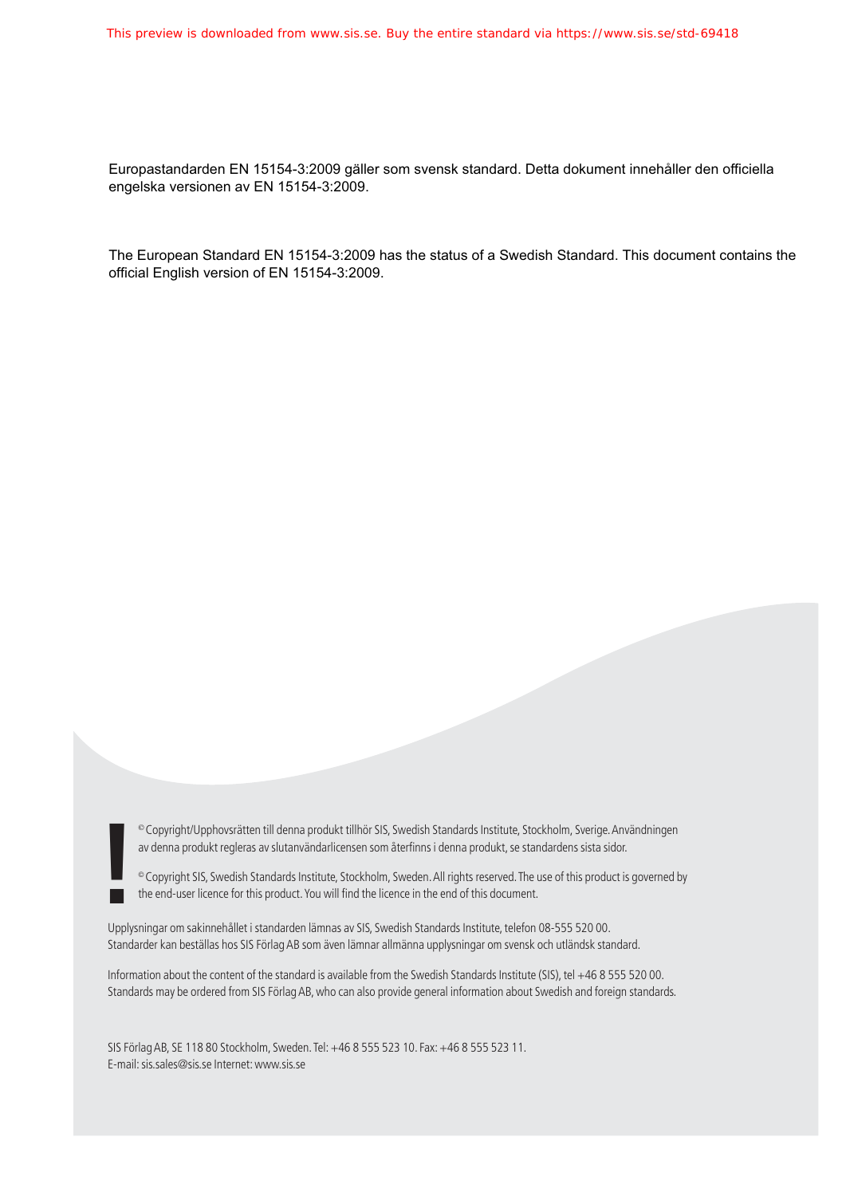Europastandarden EN 15154-3:2009 gäller som svensk standard. Detta dokument innehåller den officiella engelska versionen av EN 15154-3:2009.

The European Standard EN 15154-3:2009 has the status of a Swedish Standard. This document contains the official English version of EN 15154-3:2009.

© Copyright/Upphovsrätten till denna produkt tillhör SIS, Swedish Standards Institute, Stockholm, Sverige. Användningen av denna produkt regleras av slutanvändarlicensen som återfinns i denna produkt, se standardens sista sidor.

© Copyright SIS, Swedish Standards Institute, Stockholm, Sweden. All rights reserved. The use of this product is governed by the end-user licence for this product. You will find the licence in the end of this document.

Upplysningar om sakinnehållet i standarden lämnas av SIS, Swedish Standards Institute, telefon 08-555 520 00. Standarder kan beställas hos SIS Förlag AB som även lämnar allmänna upplysningar om svensk och utländsk standard.

Information about the content of the standard is available from the Swedish Standards Institute (SIS), tel +46 8 555 520 00. Standards may be ordered from SIS Förlag AB, who can also provide general information about Swedish and foreign standards.

SIS Förlag AB, SE 118 80 Stockholm, Sweden. Tel: +46 8 555 523 10. Fax: +46 8 555 523 11.
E-mail: sis.sales@sis.se Internet: www.sis.se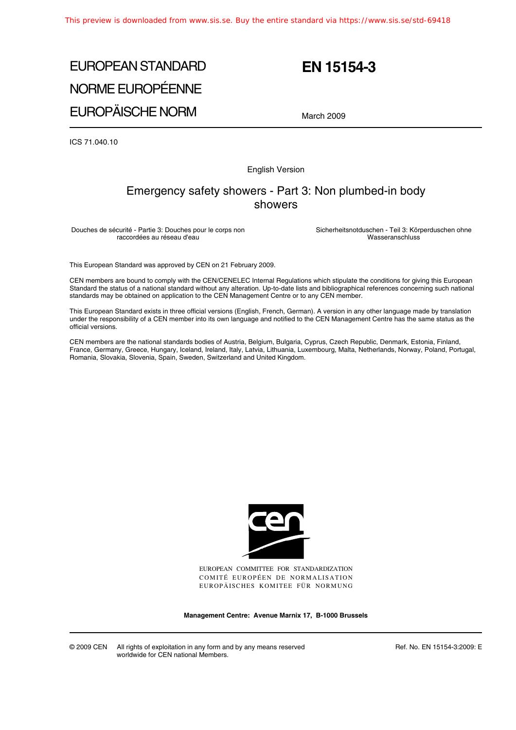# EUROPEAN STANDARD
# NORME EUROPÉENNE
# EUROPÄISCHE NORM

# EN 15154-3

March 2009

ICS 71.040.10

English Version

## Emergency safety showers - Part 3: Non plumbed-in body showers

Douches de sécurité - Partie 3: Douches pour le corps non raccordées au réseau d'eau

Sicherheitsnotduschen - Teil 3: Körperduschen ohne Wasseranschluss

This European Standard was approved by CEN on 21 February 2009.

CEN members are bound to comply with the CEN/CENELEC Internal Regulations which stipulate the conditions for giving this European Standard the status of a national standard without any alteration. Up-to-date lists and bibliographical references concerning such national standards may be obtained on application to the CEN Management Centre or to any CEN member.

This European Standard exists in three official versions (English, French, German). A version in any other language made by translation under the responsibility of a CEN member into its own language and notified to the CEN Management Centre has the same status as the official versions.

CEN members are the national standards bodies of Austria, Belgium, Bulgaria, Cyprus, Czech Republic, Denmark, Estonia, Finland, France, Germany, Greece, Hungary, Iceland, Ireland, Italy, Latvia, Lithuania, Luxembourg, Malta, Netherlands, Norway, Poland, Portugal, Romania, Slovakia, Slovenia, Spain, Sweden, Switzerland and United Kingdom.

EUROPEAN COMMITTEE FOR STANDARDIZATION
COMITÉ EUROPÉEN DE NORMALISATION
EUROPÄISCHES KOMITEE FÜR NORMUNG

**Management Centre: Avenue Marnix 17, B-1000 Brussels**

© 2009 CEN All rights of exploitation in any form and by any means reserved worldwide for CEN national Members.

Ref. No. EN 15154-3:2009: E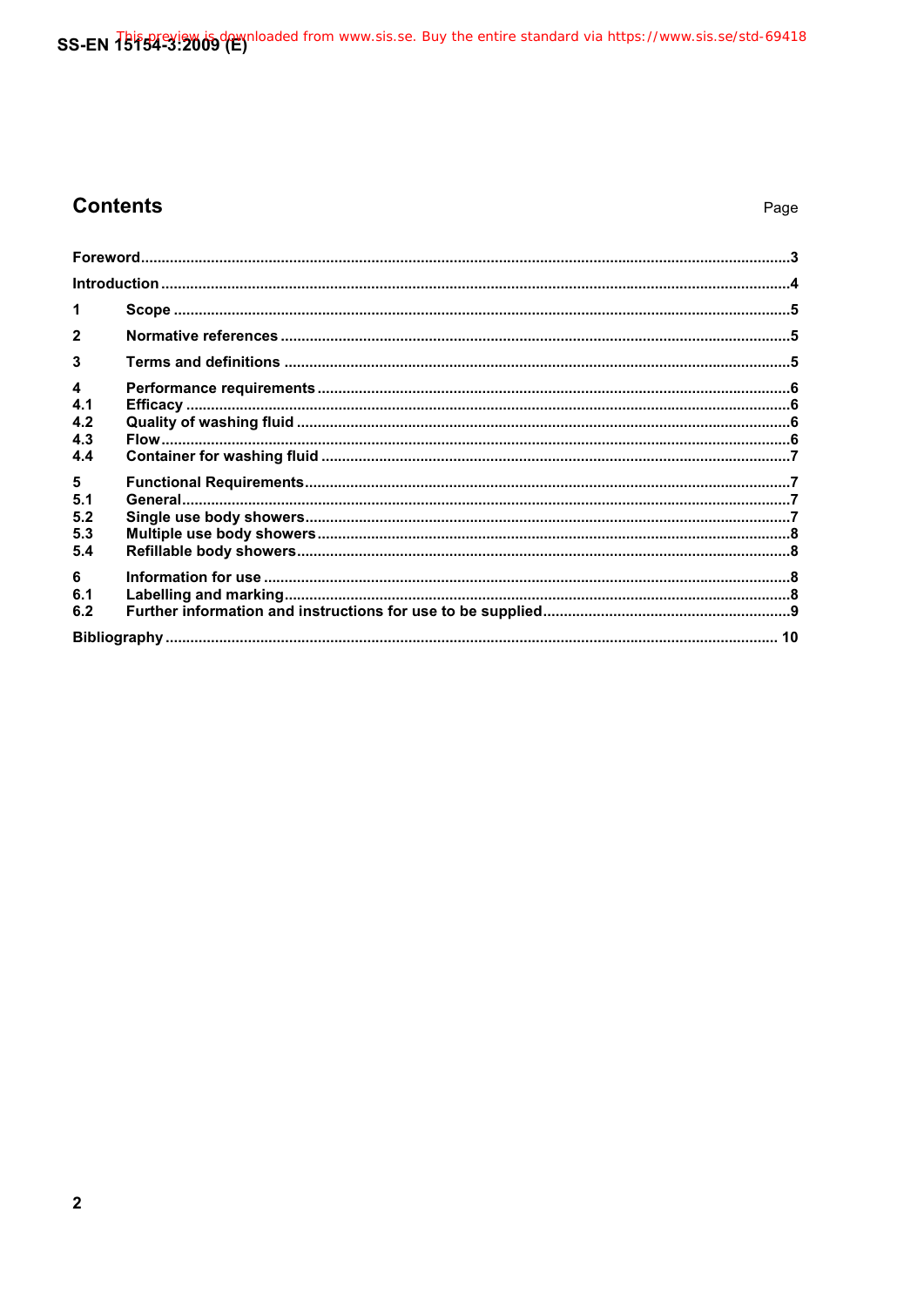## Contents

Page

Foreword ... 3

Introduction ... 4

1 Scope ... 5

2 Normative references ... 5

3 Terms and definitions ... 5

4 Performance requirements ... 6
4.1 Efficacy ... 6
4.2 Quality of washing fluid ... 6
4.3 Flow ... 6
4.4 Container for washing fluid ... 7

5 Functional Requirements ... 7
5.1 General ... 7
5.2 Single use body showers ... 7
5.3 Multiple use body showers ... 8
5.4 Refillable body showers ... 8

6 Information for use ... 8
6.1 Labelling and marking ... 8
6.2 Further information and instructions for use to be supplied ... 9

Bibliography ... 10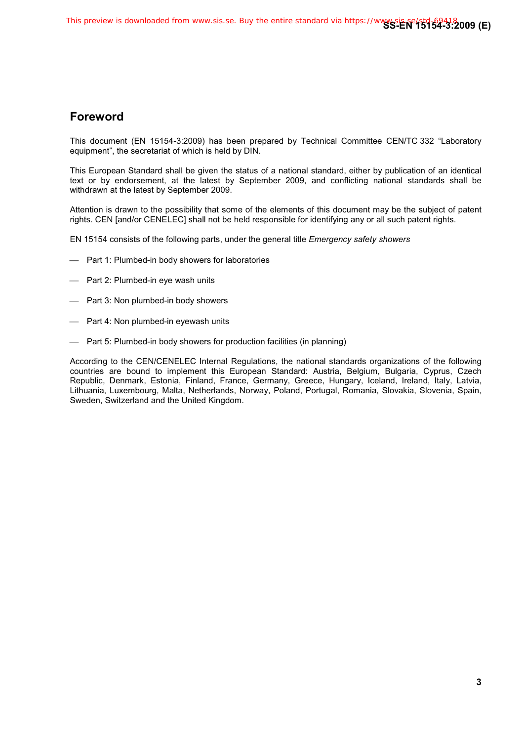## Foreword

This document (EN 15154-3:2009) has been prepared by Technical Committee CEN/TC 332 “Laboratory equipment”, the secretariat of which is held by DIN.

This European Standard shall be given the status of a national standard, either by publication of an identical text or by endorsement, at the latest by September 2009, and conflicting national standards shall be withdrawn at the latest by September 2009.

Attention is drawn to the possibility that some of the elements of this document may be the subject of patent rights. CEN [and/or CENELEC] shall not be held responsible for identifying any or all such patent rights.

EN 15154 consists of the following parts, under the general title *Emergency safety showers*

- Part 1: Plumbed-in body showers for laboratories
- Part 2: Plumbed-in eye wash units
- Part 3: Non plumbed-in body showers
- Part 4: Non plumbed-in eyewash units
- Part 5: Plumbed-in body showers for production facilities (in planning)

According to the CEN/CENELEC Internal Regulations, the national standards organizations of the following countries are bound to implement this European Standard: Austria, Belgium, Bulgaria, Cyprus, Czech Republic, Denmark, Estonia, Finland, France, Germany, Greece, Hungary, Iceland, Ireland, Italy, Latvia, Lithuania, Luxembourg, Malta, Netherlands, Norway, Poland, Portugal, Romania, Slovakia, Slovenia, Spain, Sweden, Switzerland and the United Kingdom.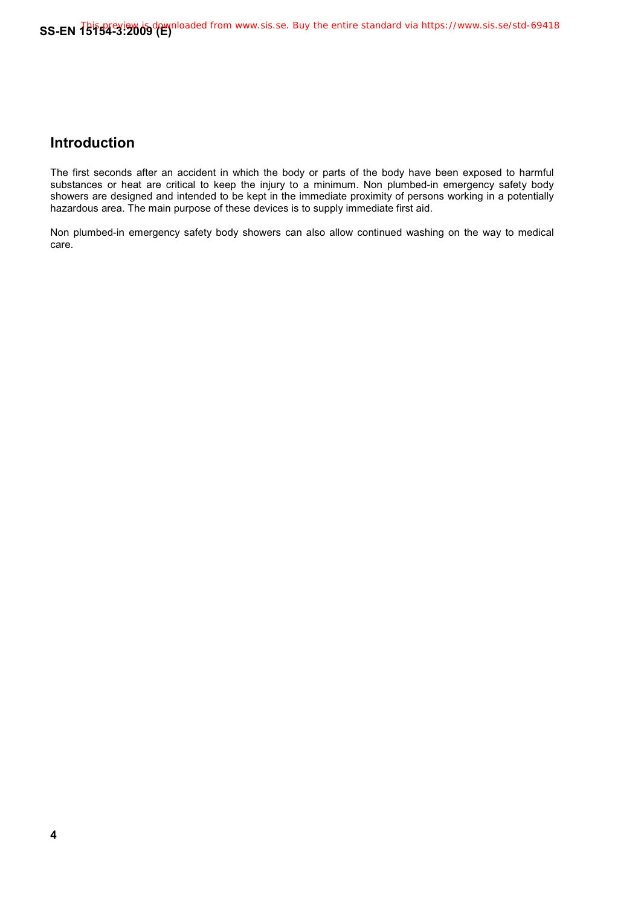## Introduction

The first seconds after an accident in which the body or parts of the body have been exposed to harmful substances or heat are critical to keep the injury to a minimum. Non plumbed-in emergency safety body showers are designed and intended to be kept in the immediate proximity of persons working in a potentially hazardous area. The main purpose of these devices is to supply immediate first aid.

Non plumbed-in emergency safety body showers can also allow continued washing on the way to medical care.